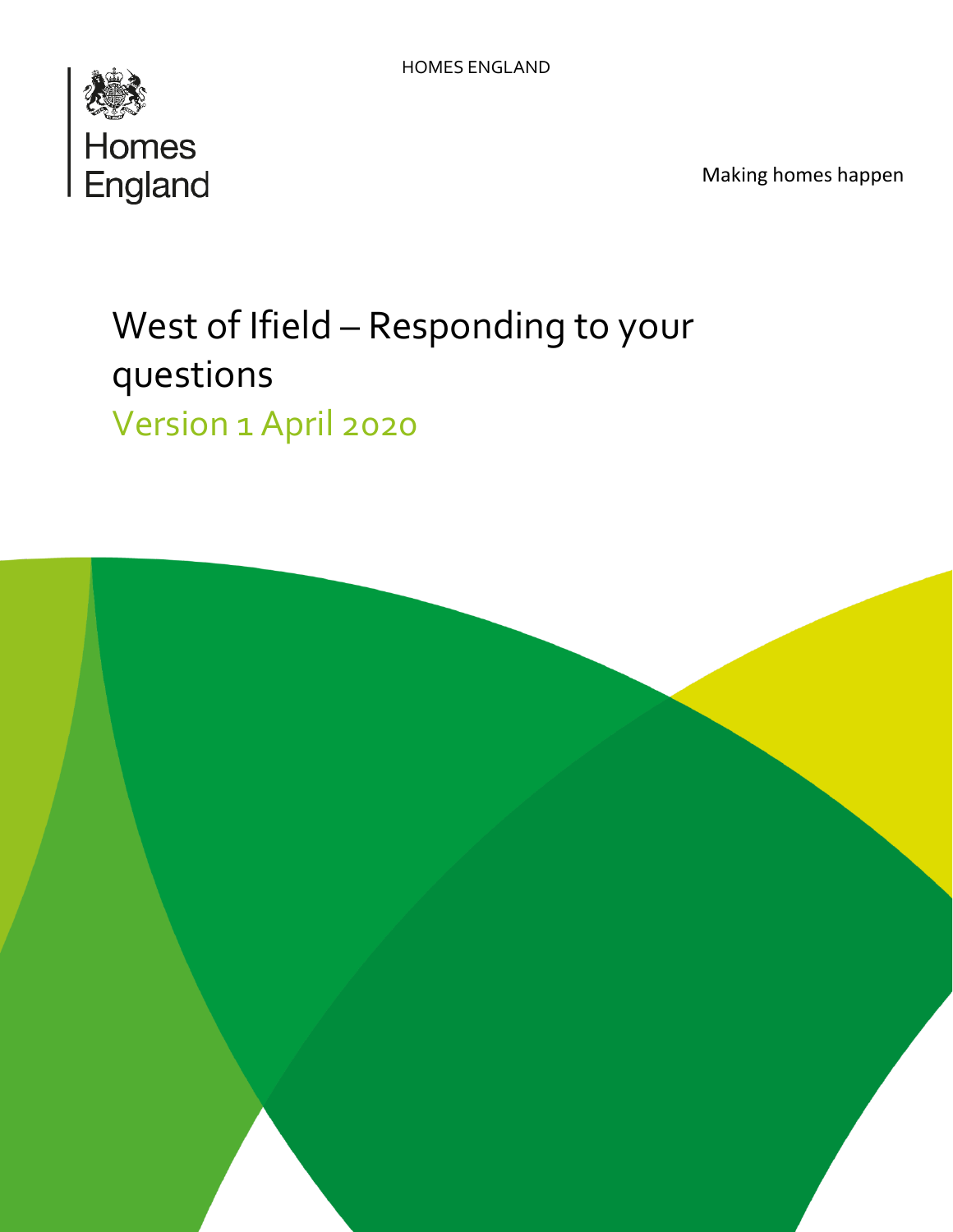HOMES ENGLAND

Homes England

Making homes happen

# West of Ifield – Responding to your questions

## Version 1 April 2020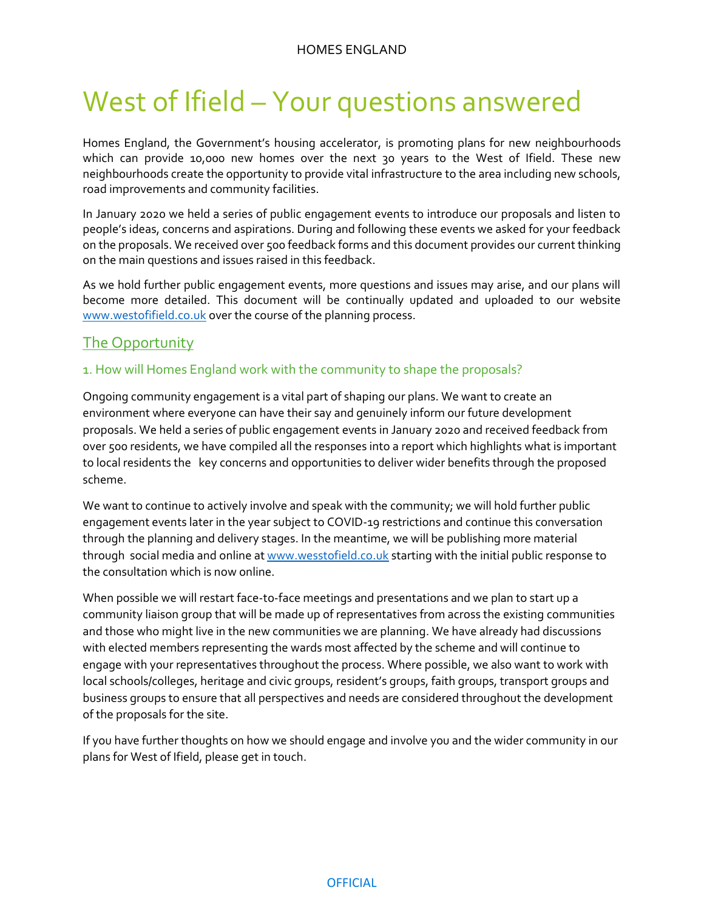# West of Ifield – Your questions answered

Homes England, the Government's housing accelerator, is promoting plans for new neighbourhoods which can provide 10,000 new homes over the next 30 years to the West of Ifield. These new neighbourhoods create the opportunity to provide vital infrastructure to the area including new schools, road improvements and community facilities.

In January 2020 we held a series of public engagement events to introduce our proposals and listen to people's ideas, concerns and aspirations. During and following these events we asked for your feedback on the proposals. We received over 500 feedback forms and this document provides our current thinking on the main questions and issues raised in this feedback.

As we hold further public engagement events, more questions and issues may arise, and our plans will become more detailed. This document will be continually updated and uploaded to our website [www.westofifield.co.uk](www.westofifield.co.uk) over the course of the planning process.

## The Opportunity

### 1. How will Homes England work with the community to shape the proposals?

Ongoing community engagement is a vital part of shaping our plans. We want to create an environment where everyone can have their say and genuinely inform our future development proposals. We held a series of public engagement events in January 2020 and received feedback from over 500 residents, we have compiled all the responses into a report which highlights what is important to local residents the key concerns and opportunities to deliver wider benefits through the proposed scheme.

We want to continue to actively involve and speak with the community; we will hold further public engagement events later in the year subject to COVID-19 restrictions and continue this conversation through the planning and delivery stages. In the meantime, we will be publishing more material through social media and online at [www.wesstofield.co.uk](www.wesstofield.co.uk) starting with the initial public response to the consultation which is now online.

When possible we will restart face-to-face meetings and presentations and we plan to start up a community liaison group that will be made up of representatives from across the existing communities and those who might live in the new communities we are planning. We have already had discussions with elected members representing the wards most affected by the scheme and will continue to engage with your representatives throughout the process. Where possible, we also want to work with local schools/colleges, heritage and civic groups, resident's groups, faith groups, transport groups and business groups to ensure that all perspectives and needs are considered throughout the development of the proposals for the site.

If you have further thoughts on how we should engage and involve you and the wider community in our plans for West of Ifield, please get in touch.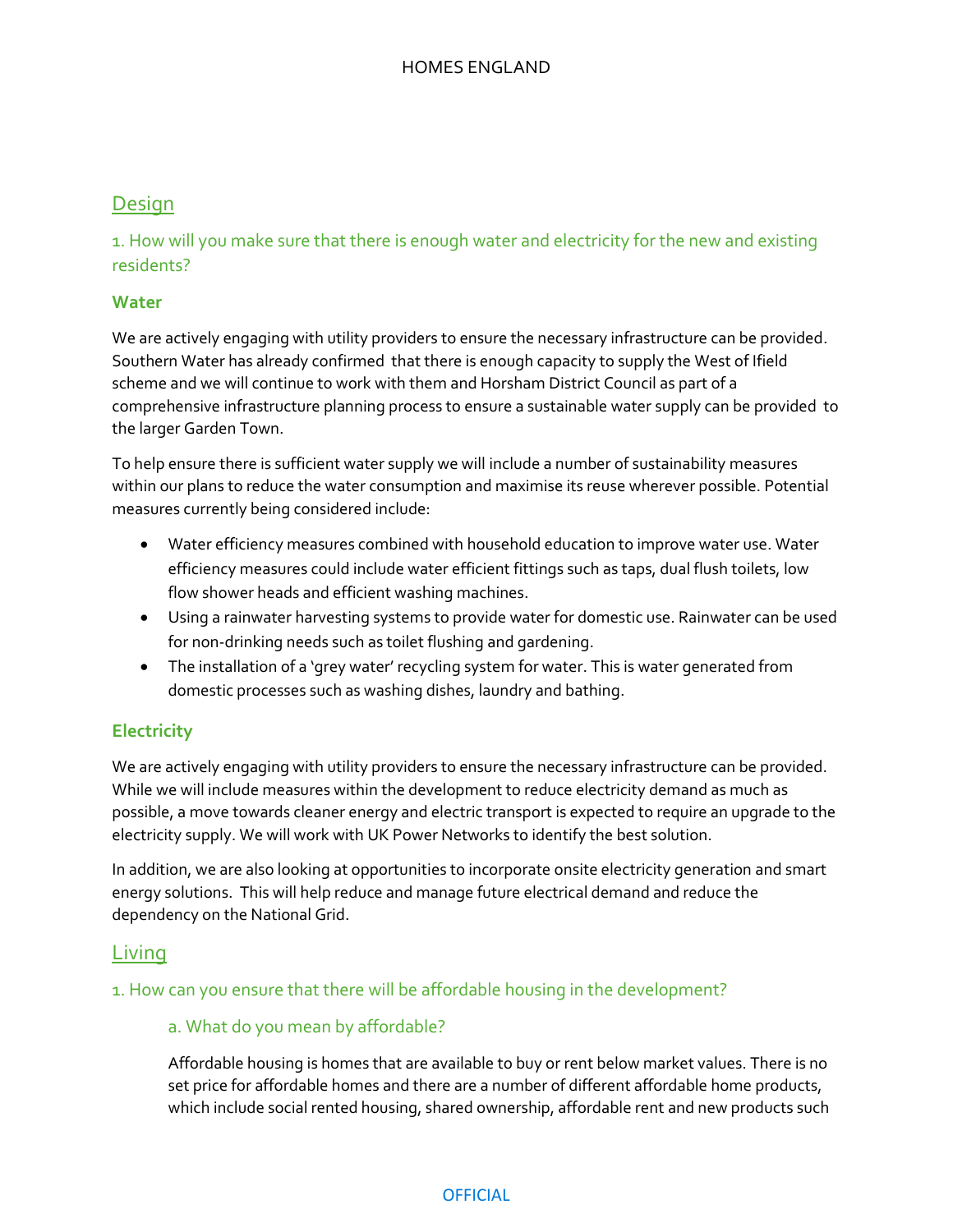## Design

### 1. How will you make sure that there is enough water and electricity for the new and existing residents?

**Water**

We are actively engaging with utility providers to ensure the necessary infrastructure can be provided. Southern Water has already confirmed that there is enough capacity to supply the West of Ifield scheme and we will continue to work with them and Horsham District Council as part of a comprehensive infrastructure planning process to ensure a sustainable water supply can be provided to the larger Garden Town.

To help ensure there is sufficient water supply we will include a number of sustainability measures within our plans to reduce the water consumption and maximise its reuse wherever possible. Potential measures currently being considered include:

- Water efficiency measures combined with household education to improve water use. Water efficiency measures could include water efficient fittings such as taps, dual flush toilets, low flow shower heads and efficient washing machines.
- Using a rainwater harvesting systems to provide water for domestic use. Rainwater can be used for non-drinking needs such as toilet flushing and gardening.
- The installation of a 'grey water' recycling system for water. This is water generated from domestic processes such as washing dishes, laundry and bathing.

**Electricity**

We are actively engaging with utility providers to ensure the necessary infrastructure can be provided. While we will include measures within the development to reduce electricity demand as much as possible, a move towards cleaner energy and electric transport is expected to require an upgrade to the electricity supply. We will work with UK Power Networks to identify the best solution.

In addition, we are also looking at opportunities to incorporate onsite electricity generation and smart energy solutions. This will help reduce and manage future electrical demand and reduce the dependency on the National Grid.

## Living

### 1. How can you ensure that there will be affordable housing in the development?

#### a. What do you mean by affordable?

Affordable housing is homes that are available to buy or rent below market values. There is no set price for affordable homes and there are a number of different affordable home products, which include social rented housing, shared ownership, affordable rent and new products such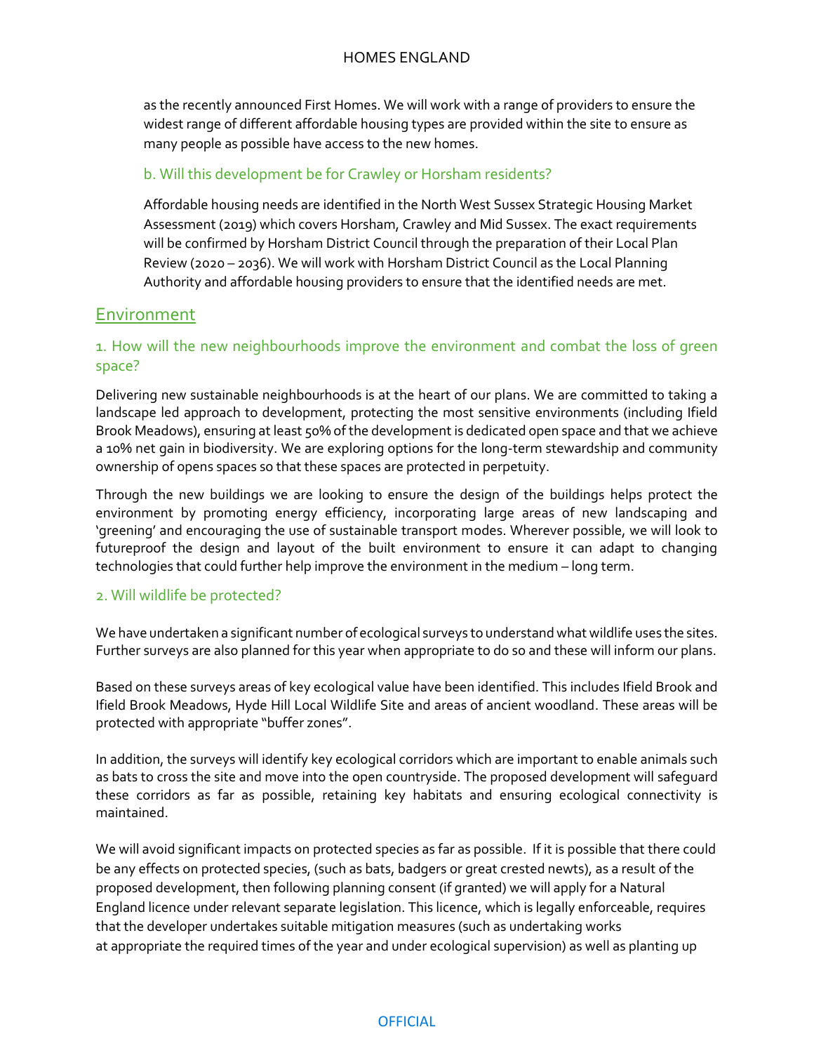as the recently announced First Homes. We will work with a range of providers to ensure the widest range of different affordable housing types are provided within the site to ensure as many people as possible have access to the new homes.

### b. Will this development be for Crawley or Horsham residents?

Affordable housing needs are identified in the North West Sussex Strategic Housing Market Assessment (2019) which covers Horsham, Crawley and Mid Sussex. The exact requirements will be confirmed by Horsham District Council through the preparation of their Local Plan Review (2020 – 2036). We will work with Horsham District Council as the Local Planning Authority and affordable housing providers to ensure that the identified needs are met.

## Environment

### 1. How will the new neighbourhoods improve the environment and combat the loss of green space?

Delivering new sustainable neighbourhoods is at the heart of our plans. We are committed to taking a landscape led approach to development, protecting the most sensitive environments (including Ifield Brook Meadows), ensuring at least 50% of the development is dedicated open space and that we achieve a 10% net gain in biodiversity. We are exploring options for the long-term stewardship and community ownership of opens spaces so that these spaces are protected in perpetuity.

Through the new buildings we are looking to ensure the design of the buildings helps protect the environment by promoting energy efficiency, incorporating large areas of new landscaping and 'greening' and encouraging the use of sustainable transport modes. Wherever possible, we will look to futureproof the design and layout of the built environment to ensure it can adapt to changing technologies that could further help improve the environment in the medium – long term.

### 2. Will wildlife be protected?

We have undertaken a significant number of ecological surveys to understand what wildlife uses the sites. Further surveys are also planned for this year when appropriate to do so and these will inform our plans.

Based on these surveys areas of key ecological value have been identified. This includes Ifield Brook and Ifield Brook Meadows, Hyde Hill Local Wildlife Site and areas of ancient woodland. These areas will be protected with appropriate "buffer zones".

In addition, the surveys will identify key ecological corridors which are important to enable animals such as bats to cross the site and move into the open countryside. The proposed development will safeguard these corridors as far as possible, retaining key habitats and ensuring ecological connectivity is maintained.

We will avoid significant impacts on protected species as far as possible. If it is possible that there could be any effects on protected species, (such as bats, badgers or great crested newts), as a result of the proposed development, then following planning consent (if granted) we will apply for a Natural England licence under relevant separate legislation. This licence, which is legally enforceable, requires that the developer undertakes suitable mitigation measures (such as undertaking works at appropriate the required times of the year and under ecological supervision) as well as planting up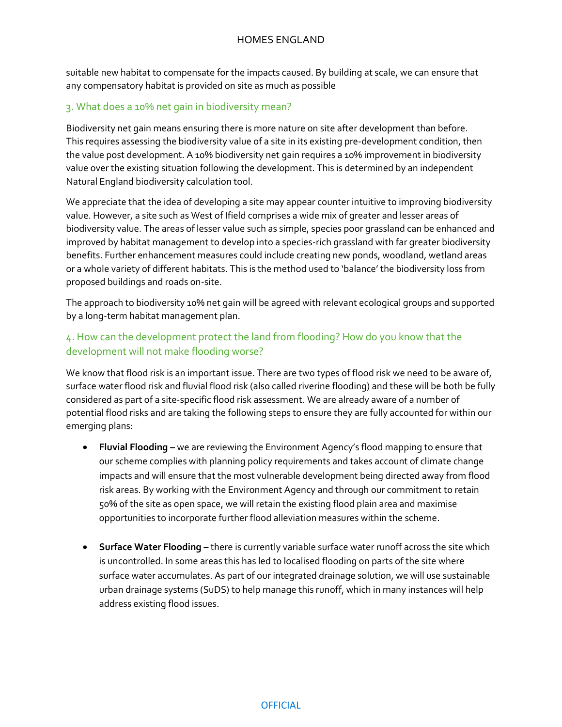suitable new habitat to compensate for the impacts caused. By building at scale, we can ensure that any compensatory habitat is provided on site as much as possible

### 3. What does a 10% net gain in biodiversity mean?

Biodiversity net gain means ensuring there is more nature on site after development than before. This requires assessing the biodiversity value of a site in its existing pre-development condition, then the value post development. A 10% biodiversity net gain requires a 10% improvement in biodiversity value over the existing situation following the development. This is determined by an independent Natural England biodiversity calculation tool.

We appreciate that the idea of developing a site may appear counter intuitive to improving biodiversity value. However, a site such as West of Ifield comprises a wide mix of greater and lesser areas of biodiversity value. The areas of lesser value such as simple, species poor grassland can be enhanced and improved by habitat management to develop into a species-rich grassland with far greater biodiversity benefits. Further enhancement measures could include creating new ponds, woodland, wetland areas or a whole variety of different habitats. This is the method used to 'balance' the biodiversity loss from proposed buildings and roads on-site.

The approach to biodiversity 10% net gain will be agreed with relevant ecological groups and supported by a long-term habitat management plan.

### 4. How can the development protect the land from flooding? How do you know that the development will not make flooding worse?

We know that flood risk is an important issue. There are two types of flood risk we need to be aware of, surface water flood risk and fluvial flood risk (also called riverine flooding) and these will be both be fully considered as part of a site-specific flood risk assessment. We are already aware of a number of potential flood risks and are taking the following steps to ensure they are fully accounted for within our emerging plans:

- **Fluvial Flooding –** we are reviewing the Environment Agency's flood mapping to ensure that our scheme complies with planning policy requirements and takes account of climate change impacts and will ensure that the most vulnerable development being directed away from flood risk areas. By working with the Environment Agency and through our commitment to retain 50% of the site as open space, we will retain the existing flood plain area and maximise opportunities to incorporate further flood alleviation measures within the scheme.

- **Surface Water Flooding –** there is currently variable surface water runoff across the site which is uncontrolled. In some areas this has led to localised flooding on parts of the site where surface water accumulates. As part of our integrated drainage solution, we will use sustainable urban drainage systems (SuDS) to help manage this runoff, which in many instances will help address existing flood issues.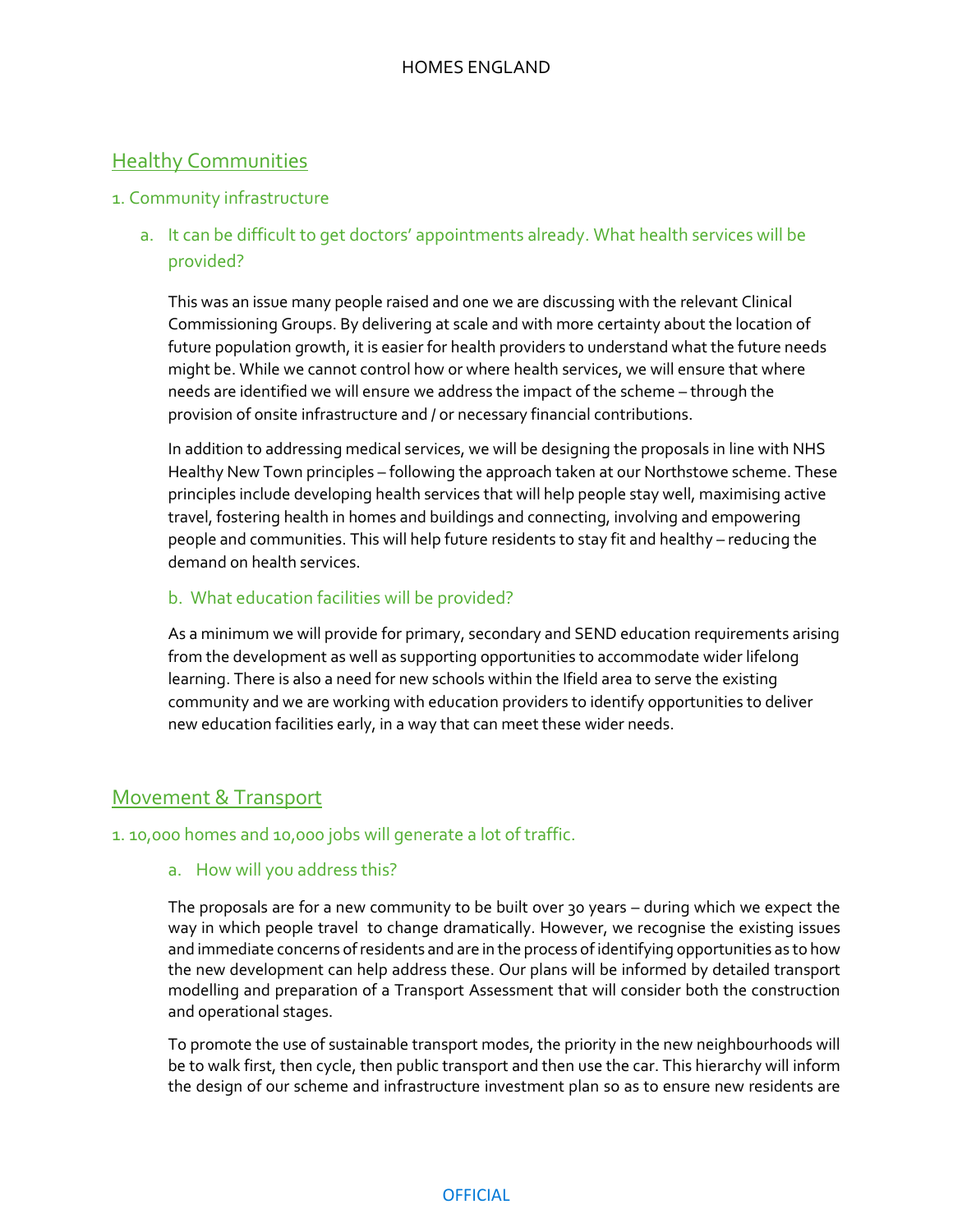## Healthy Communities

### 1. Community infrastructure

#### a. It can be difficult to get doctors' appointments already. What health services will be provided?

This was an issue many people raised and one we are discussing with the relevant Clinical Commissioning Groups. By delivering at scale and with more certainty about the location of future population growth, it is easier for health providers to understand what the future needs might be. While we cannot control how or where health services, we will ensure that where needs are identified we will ensure we address the impact of the scheme – through the provision of onsite infrastructure and / or necessary financial contributions.

In addition to addressing medical services, we will be designing the proposals in line with NHS Healthy New Town principles – following the approach taken at our Northstowe scheme. These principles include developing health services that will help people stay well, maximising active travel, fostering health in homes and buildings and connecting, involving and empowering people and communities. This will help future residents to stay fit and healthy – reducing the demand on health services.

#### b. What education facilities will be provided?

As a minimum we will provide for primary, secondary and SEND education requirements arising from the development as well as supporting opportunities to accommodate wider lifelong learning. There is also a need for new schools within the Ifield area to serve the existing community and we are working with education providers to identify opportunities to deliver new education facilities early, in a way that can meet these wider needs.

## Movement & Transport

### 1. 10,000 homes and 10,000 jobs will generate a lot of traffic.

#### a. How will you address this?

The proposals are for a new community to be built over 30 years – during which we expect the way in which people travel to change dramatically. However, we recognise the existing issues and immediate concerns of residents and are in the process of identifying opportunities as to how the new development can help address these. Our plans will be informed by detailed transport modelling and preparation of a Transport Assessment that will consider both the construction and operational stages.

To promote the use of sustainable transport modes, the priority in the new neighbourhoods will be to walk first, then cycle, then public transport and then use the car. This hierarchy will inform the design of our scheme and infrastructure investment plan so as to ensure new residents are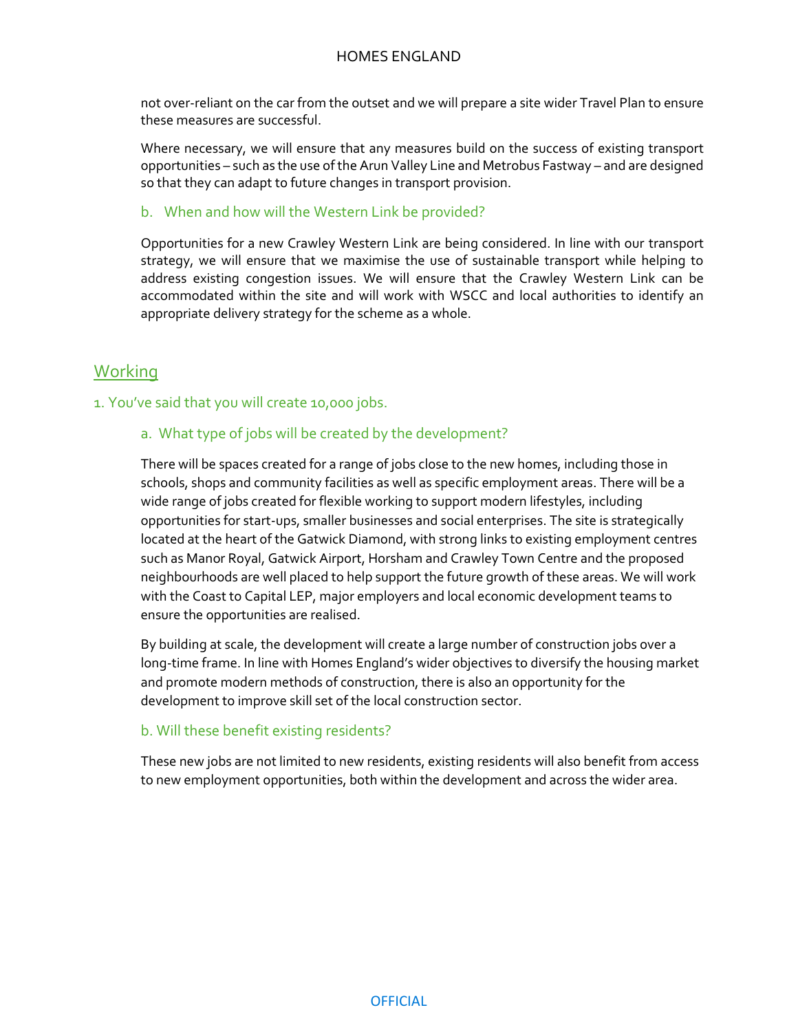not over-reliant on the car from the outset and we will prepare a site wider Travel Plan to ensure these measures are successful.

Where necessary, we will ensure that any measures build on the success of existing transport opportunities – such as the use of the Arun Valley Line and Metrobus Fastway – and are designed so that they can adapt to future changes in transport provision.

### b. When and how will the Western Link be provided?

Opportunities for a new Crawley Western Link are being considered. In line with our transport strategy, we will ensure that we maximise the use of sustainable transport while helping to address existing congestion issues. We will ensure that the Crawley Western Link can be accommodated within the site and will work with WSCC and local authorities to identify an appropriate delivery strategy for the scheme as a whole.

## Working

### 1. You've said that you will create 10,000 jobs.

#### a. What type of jobs will be created by the development?

There will be spaces created for a range of jobs close to the new homes, including those in schools, shops and community facilities as well as specific employment areas. There will be a wide range of jobs created for flexible working to support modern lifestyles, including opportunities for start-ups, smaller businesses and social enterprises. The site is strategically located at the heart of the Gatwick Diamond, with strong links to existing employment centres such as Manor Royal, Gatwick Airport, Horsham and Crawley Town Centre and the proposed neighbourhoods are well placed to help support the future growth of these areas. We will work with the Coast to Capital LEP, major employers and local economic development teams to ensure the opportunities are realised.

By building at scale, the development will create a large number of construction jobs over a long-time frame. In line with Homes England's wider objectives to diversify the housing market and promote modern methods of construction, there is also an opportunity for the development to improve skill set of the local construction sector.

#### b. Will these benefit existing residents?

These new jobs are not limited to new residents, existing residents will also benefit from access to new employment opportunities, both within the development and across the wider area.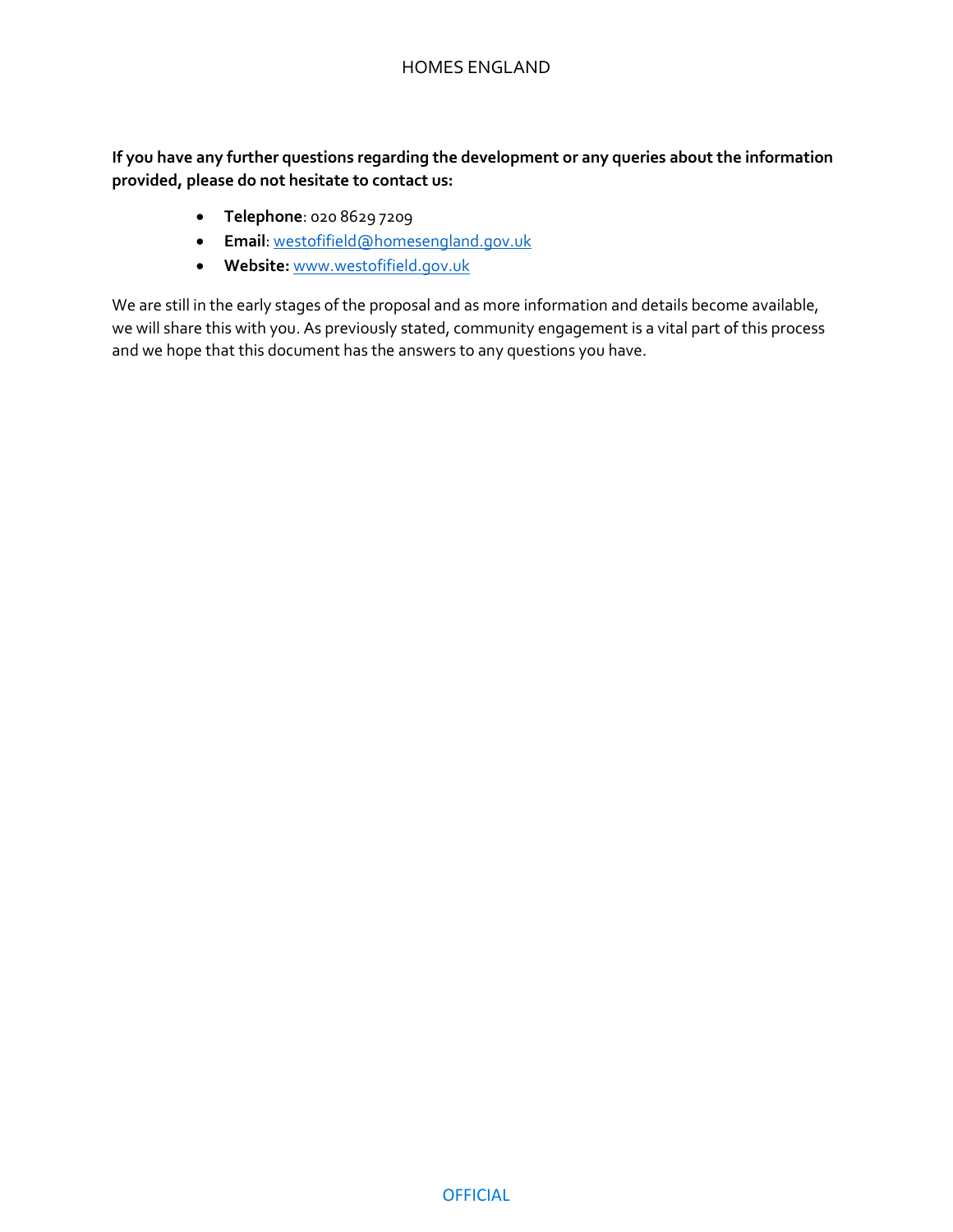**If you have any further questions regarding the development or any queries about the information provided, please do not hesitate to contact us:**

- **Telephone**: 020 8629 7209
- **Email**: westofifield@homesengland.gov.uk
- **Website:** www.westofifield.gov.uk

We are still in the early stages of the proposal and as more information and details become available, we will share this with you. As previously stated, community engagement is a vital part of this process and we hope that this document has the answers to any questions you have.